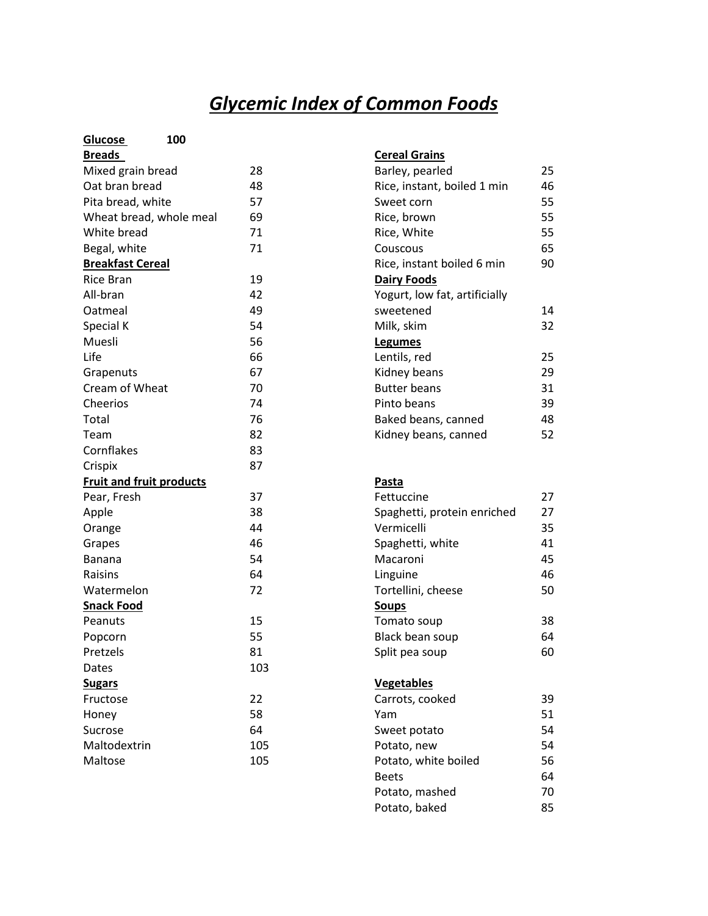# *Glycemic Index of Common Foods*

**Glucose** **100**

**Breads**

| Food | GI |
|---|---|
| Mixed grain bread | 28 |
| Oat bran bread | 48 |
| Pita bread, white | 57 |
| Wheat bread, whole meal | 69 |
| White bread | 71 |
| Begal, white | 71 |

**Breakfast Cereal**

| Food | GI |
|---|---|
| Rice Bran | 19 |
| All-bran | 42 |
| Oatmeal | 49 |
| Special K | 54 |
| Muesli | 56 |
| Life | 66 |
| Grapenuts | 67 |
| Cream of Wheat | 70 |
| Cheerios | 74 |
| Total | 76 |
| Team | 82 |
| Cornflakes | 83 |
| Crispix | 87 |

**Fruit and fruit products**

| Food | GI |
|---|---|
| Pear, Fresh | 37 |
| Apple | 38 |
| Orange | 44 |
| Grapes | 46 |
| Banana | 54 |
| Raisins | 64 |
| Watermelon | 72 |

**Snack Food**

| Food | GI |
|---|---|
| Peanuts | 15 |
| Popcorn | 55 |
| Pretzels | 81 |
| Dates | 103 |

**Sugars**

| Food | GI |
|---|---|
| Fructose | 22 |
| Honey | 58 |
| Sucrose | 64 |
| Maltodextrin | 105 |
| Maltose | 105 |

**Cereal Grains**

| Food | GI |
|---|---|
| Barley, pearled | 25 |
| Rice, instant, boiled 1 min | 46 |
| Sweet corn | 55 |
| Rice, brown | 55 |
| Rice, White | 55 |
| Couscous | 65 |
| Rice, instant boiled 6 min | 90 |

**Dairy Foods**

| Food | GI |
|---|---|
| Yogurt, low fat, artificially sweetened | 14 |
| Milk, skim | 32 |

**Legumes**

| Food | GI |
|---|---|
| Lentils, red | 25 |
| Kidney beans | 29 |
| Butter beans | 31 |
| Pinto beans | 39 |
| Baked beans, canned | 48 |
| Kidney beans, canned | 52 |

**Pasta**

| Food | GI |
|---|---|
| Fettuccine | 27 |
| Spaghetti, protein enriched | 27 |
| Vermicelli | 35 |
| Spaghetti, white | 41 |
| Macaroni | 45 |
| Linguine | 46 |
| Tortellini, cheese | 50 |

**Soups**

| Food | GI |
|---|---|
| Tomato soup | 38 |
| Black bean soup | 64 |
| Split pea soup | 60 |

**Vegetables**

| Food | GI |
|---|---|
| Carrots, cooked | 39 |
| Yam | 51 |
| Sweet potato | 54 |
| Potato, new | 54 |
| Potato, white boiled | 56 |
| Beets | 64 |
| Potato, mashed | 70 |
| Potato, baked | 85 |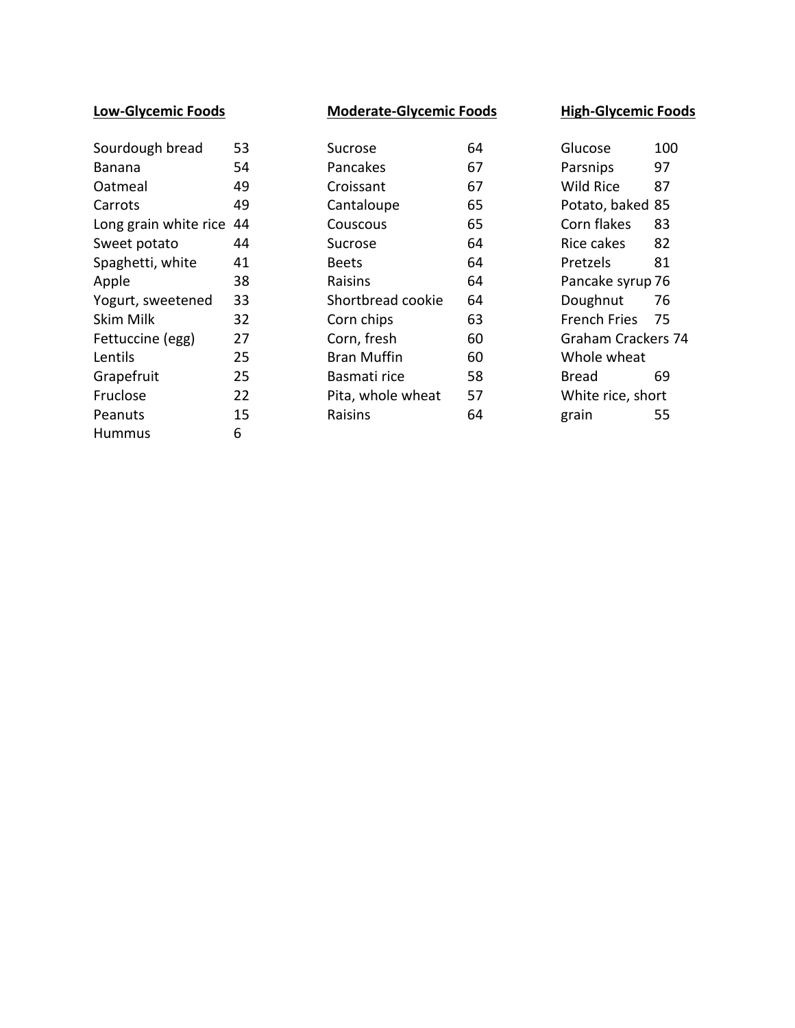| Low-Glycemic Foods | | Moderate-Glycemic Foods | | High-Glycemic Foods | |
|---|---|---|---|---|---|
| Sourdough bread | 53 | Sucrose | 64 | Glucose | 100 |
| Banana | 54 | Pancakes | 67 | Parsnips | 97 |
| Oatmeal | 49 | Croissant | 67 | Wild Rice | 87 |
| Carrots | 49 | Cantaloupe | 65 | Potato, baked | 85 |
| Long grain white rice | 44 | Couscous | 65 | Corn flakes | 83 |
| Sweet potato | 44 | Sucrose | 64 | Rice cakes | 82 |
| Spaghetti, white | 41 | Beets | 64 | Pretzels | 81 |
| Apple | 38 | Raisins | 64 | Pancake syrup | 76 |
| Yogurt, sweetened | 33 | Shortbread cookie | 64 | Doughnut | 76 |
| Skim Milk | 32 | Corn chips | 63 | French Fries | 75 |
| Fettuccine (egg) | 27 | Corn, fresh | 60 | Graham Crackers | 74 |
| Lentils | 25 | Bran Muffin | 60 | Whole wheat | |
| Grapefruit | 25 | Basmati rice | 58 | Bread | 69 |
| Fruclose | 22 | Pita, whole wheat | 57 | White rice, short | |
| Peanuts | 15 | Raisins | 64 | grain | 55 |
| Hummus | 6 | | | | |